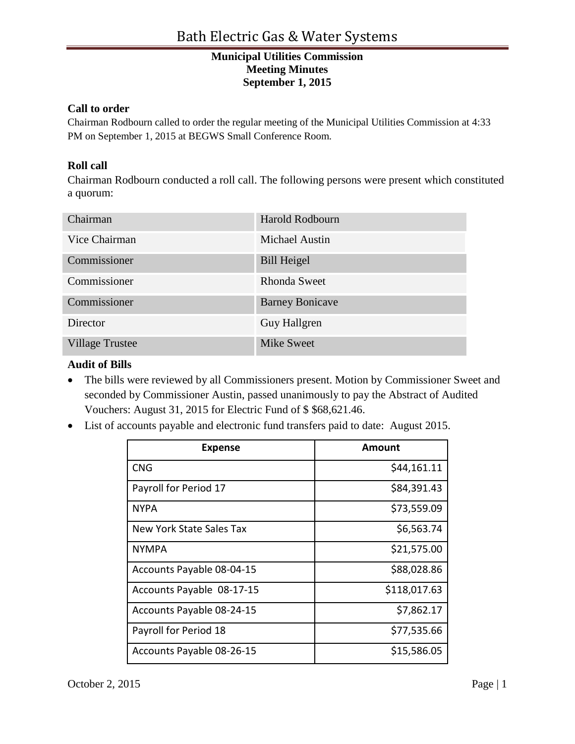# Bath Electric Gas & Water Systems

**Municipal Utilities Commission**
**Meeting Minutes**
**September 1, 2015**

### Call to order

Chairman Rodbourn called to order the regular meeting of the Municipal Utilities Commission at 4:33 PM on September 1, 2015 at BEGWS Small Conference Room.

### Roll call

Chairman Rodbourn conducted a roll call. The following persons were present which constituted a quorum:

| | |
|---|---|
| Chairman | Harold Rodbourn |
| Vice Chairman | Michael Austin |
| Commissioner | Bill Heigel |
| Commissioner | Rhonda Sweet |
| Commissioner | Barney Bonicave |
| Director | Guy Hallgren |
| Village Trustee | Mike Sweet |

### Audit of Bills

- The bills were reviewed by all Commissioners present. Motion by Commissioner Sweet and seconded by Commissioner Austin, passed unanimously to pay the Abstract of Audited Vouchers: August 31, 2015 for Electric Fund of $ $68,621.46.
- List of accounts payable and electronic fund transfers paid to date: August 2015.

| Expense | Amount |
|---|---:|
| CNG | $44,161.11 |
| Payroll for Period 17 | $84,391.43 |
| NYPA | $73,559.09 |
| New York State Sales Tax | $6,563.74 |
| NYMPA | $21,575.00 |
| Accounts Payable 08-04-15 | $88,028.86 |
| Accounts Payable 08-17-15 | $118,017.63 |
| Accounts Payable 08-24-15 | $7,862.17 |
| Payroll for Period 18 | $77,535.66 |
| Accounts Payable 08-26-15 | $15,586.05 |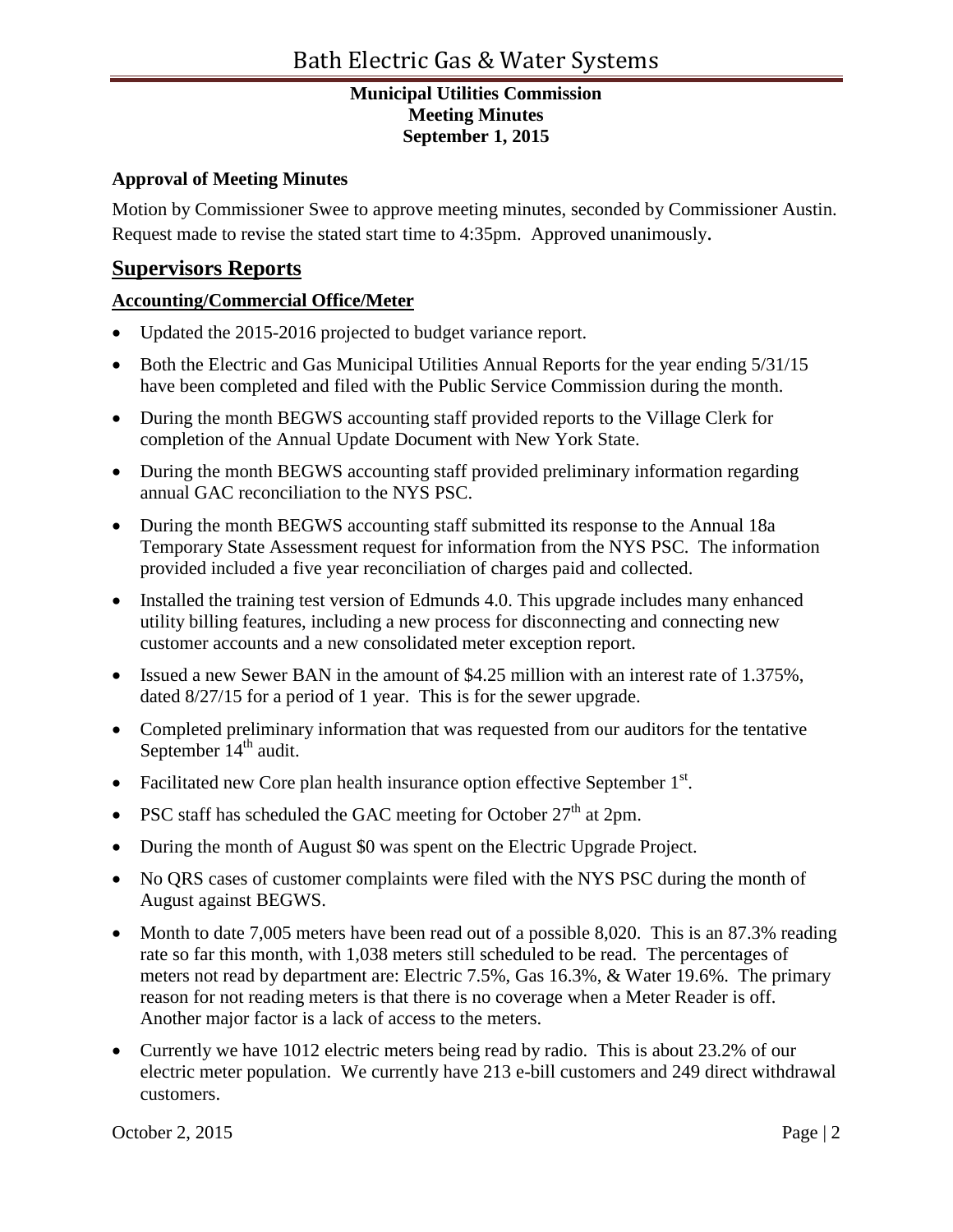**Municipal Utilities Commission**
**Meeting Minutes**
**September 1, 2015**

**Approval of Meeting Minutes**

Motion by Commissioner Swee to approve meeting minutes, seconded by Commissioner Austin. Request made to revise the stated start time to 4:35pm. Approved unanimously.

## Supervisors Reports

### Accounting/Commercial Office/Meter

- Updated the 2015-2016 projected to budget variance report.
- Both the Electric and Gas Municipal Utilities Annual Reports for the year ending 5/31/15 have been completed and filed with the Public Service Commission during the month.
- During the month BEGWS accounting staff provided reports to the Village Clerk for completion of the Annual Update Document with New York State.
- During the month BEGWS accounting staff provided preliminary information regarding annual GAC reconciliation to the NYS PSC.
- During the month BEGWS accounting staff submitted its response to the Annual 18a Temporary State Assessment request for information from the NYS PSC. The information provided included a five year reconciliation of charges paid and collected.
- Installed the training test version of Edmunds 4.0. This upgrade includes many enhanced utility billing features, including a new process for disconnecting and connecting new customer accounts and a new consolidated meter exception report.
- Issued a new Sewer BAN in the amount of $4.25 million with an interest rate of 1.375%, dated 8/27/15 for a period of 1 year. This is for the sewer upgrade.
- Completed preliminary information that was requested from our auditors for the tentative September 14th audit.
- Facilitated new Core plan health insurance option effective September 1st.
- PSC staff has scheduled the GAC meeting for October 27th at 2pm.
- During the month of August $0 was spent on the Electric Upgrade Project.
- No QRS cases of customer complaints were filed with the NYS PSC during the month of August against BEGWS.
- Month to date 7,005 meters have been read out of a possible 8,020. This is an 87.3% reading rate so far this month, with 1,038 meters still scheduled to be read. The percentages of meters not read by department are: Electric 7.5%, Gas 16.3%, & Water 19.6%. The primary reason for not reading meters is that there is no coverage when a Meter Reader is off. Another major factor is a lack of access to the meters.
- Currently we have 1012 electric meters being read by radio. This is about 23.2% of our electric meter population. We currently have 213 e-bill customers and 249 direct withdrawal customers.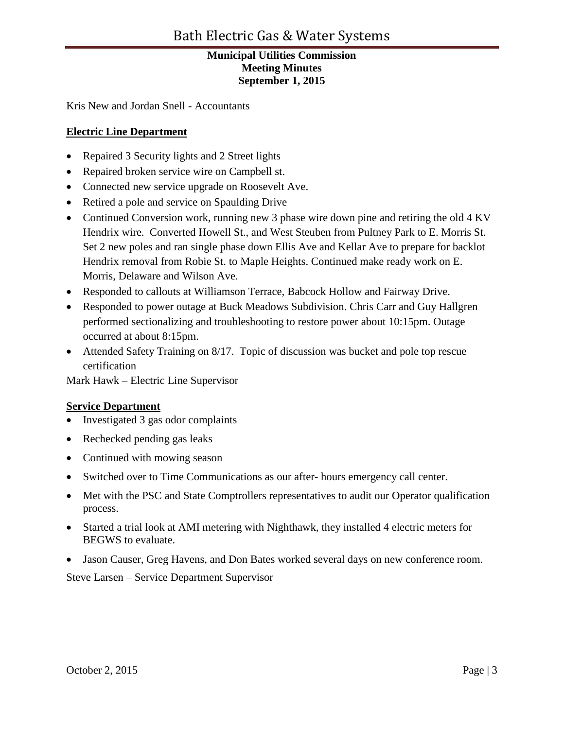**Municipal Utilities Commission**
**Meeting Minutes**
**September 1, 2015**

Kris New and Jordan Snell - Accountants

## Electric Line Department

- Repaired 3 Security lights and 2 Street lights
- Repaired broken service wire on Campbell st.
- Connected new service upgrade on Roosevelt Ave.
- Retired a pole and service on Spaulding Drive
- Continued Conversion work, running new 3 phase wire down pine and retiring the old 4 KV Hendrix wire. Converted Howell St., and West Steuben from Pultney Park to E. Morris St. Set 2 new poles and ran single phase down Ellis Ave and Kellar Ave to prepare for backlot Hendrix removal from Robie St. to Maple Heights. Continued make ready work on E. Morris, Delaware and Wilson Ave.
- Responded to callouts at Williamson Terrace, Babcock Hollow and Fairway Drive.
- Responded to power outage at Buck Meadows Subdivision. Chris Carr and Guy Hallgren performed sectionalizing and troubleshooting to restore power about 10:15pm. Outage occurred at about 8:15pm.
- Attended Safety Training on 8/17. Topic of discussion was bucket and pole top rescue certification

Mark Hawk – Electric Line Supervisor

## Service Department

- Investigated 3 gas odor complaints
- Rechecked pending gas leaks
- Continued with mowing season
- Switched over to Time Communications as our after- hours emergency call center.
- Met with the PSC and State Comptrollers representatives to audit our Operator qualification process.
- Started a trial look at AMI metering with Nighthawk, they installed 4 electric meters for BEGWS to evaluate.
- Jason Causer, Greg Havens, and Don Bates worked several days on new conference room.

Steve Larsen – Service Department Supervisor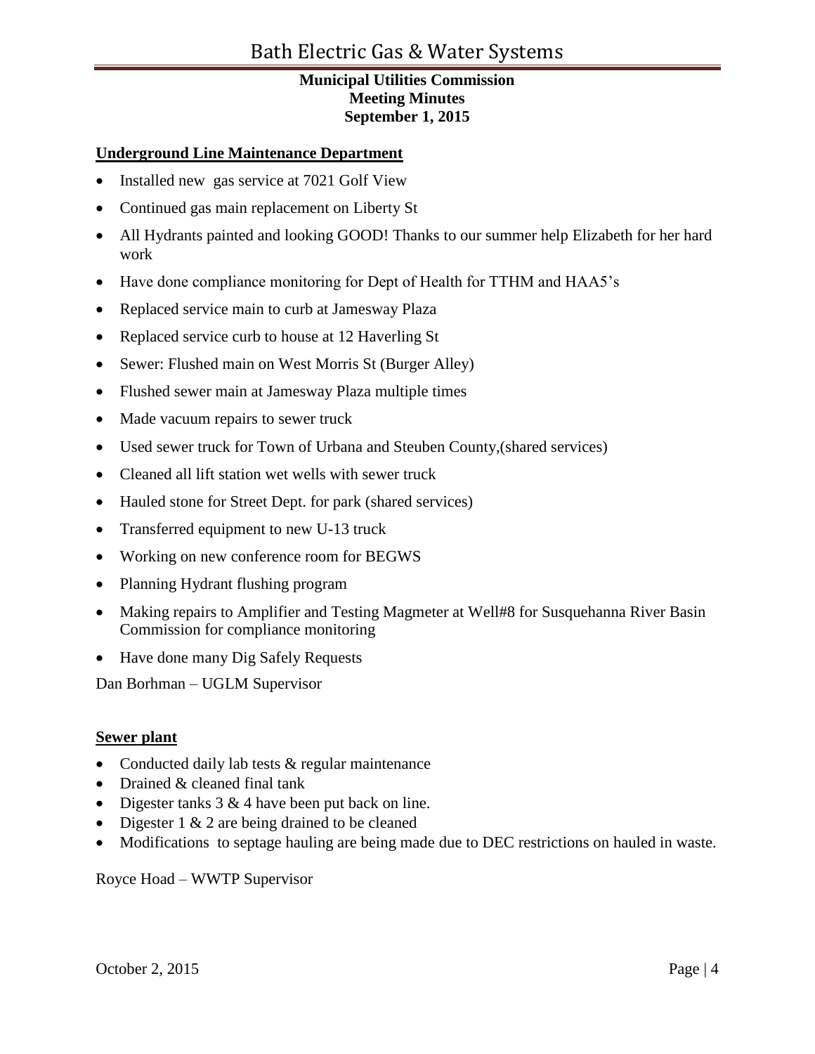**Underground Line Maintenance Department**

- Installed new gas service at 7021 Golf View
- Continued gas main replacement on Liberty St
- All Hydrants painted and looking GOOD! Thanks to our summer help Elizabeth for her hard work
- Have done compliance monitoring for Dept of Health for TTHM and HAA5's
- Replaced service main to curb at Jamesway Plaza
- Replaced service curb to house at 12 Haverling St
- Sewer: Flushed main on West Morris St (Burger Alley)
- Flushed sewer main at Jamesway Plaza multiple times
- Made vacuum repairs to sewer truck
- Used sewer truck for Town of Urbana and Steuben County,(shared services)
- Cleaned all lift station wet wells with sewer truck
- Hauled stone for Street Dept. for park (shared services)
- Transferred equipment to new U-13 truck
- Working on new conference room for BEGWS
- Planning Hydrant flushing program
- Making repairs to Amplifier and Testing Magmeter at Well#8 for Susquehanna River Basin Commission for compliance monitoring
- Have done many Dig Safely Requests

Dan Borhman – UGLM Supervisor

**Sewer plant**

- Conducted daily lab tests & regular maintenance
- Drained & cleaned final tank
- Digester tanks 3 & 4 have been put back on line.
- Digester 1 & 2 are being drained to be cleaned
- Modifications to septage hauling are being made due to DEC restrictions on hauled in waste.

Royce Hoad – WWTP Supervisor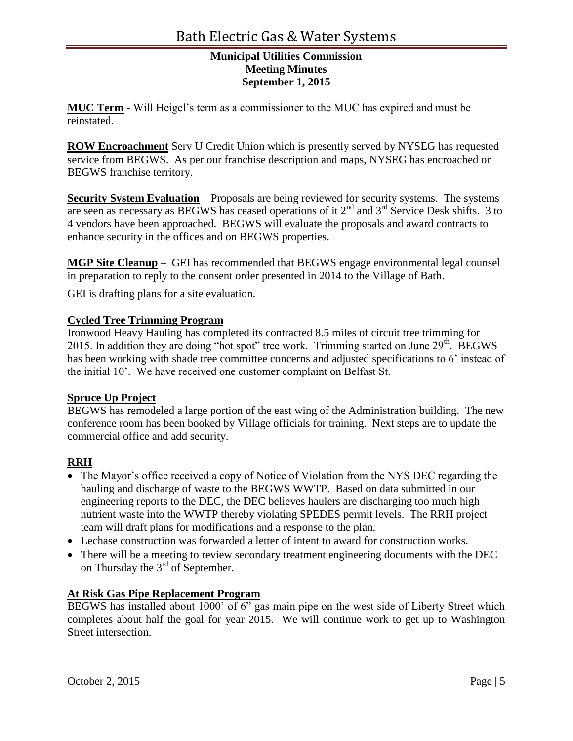**MUC Term** - Will Heigel's term as a commissioner to the MUC has expired and must be reinstated.

**ROW Encroachment** Serv U Credit Union which is presently served by NYSEG has requested service from BEGWS. As per our franchise description and maps, NYSEG has encroached on BEGWS franchise territory.

**Security System Evaluation** – Proposals are being reviewed for security systems. The systems are seen as necessary as BEGWS has ceased operations of it 2nd and 3rd Service Desk shifts. 3 to 4 vendors have been approached. BEGWS will evaluate the proposals and award contracts to enhance security in the offices and on BEGWS properties.

**MGP Site Cleanup** – GEI has recommended that BEGWS engage environmental legal counsel in preparation to reply to the consent order presented in 2014 to the Village of Bath.

GEI is drafting plans for a site evaluation.

**Cycled Tree Trimming Program**

Ironwood Heavy Hauling has completed its contracted 8.5 miles of circuit tree trimming for 2015. In addition they are doing "hot spot" tree work. Trimming started on June 29th. BEGWS has been working with shade tree committee concerns and adjusted specifications to 6' instead of the initial 10'. We have received one customer complaint on Belfast St.

**Spruce Up Project**

BEGWS has remodeled a large portion of the east wing of the Administration building. The new conference room has been booked by Village officials for training. Next steps are to update the commercial office and add security.

**RRH**

- The Mayor's office received a copy of Notice of Violation from the NYS DEC regarding the hauling and discharge of waste to the BEGWS WWTP. Based on data submitted in our engineering reports to the DEC, the DEC believes haulers are discharging too much high nutrient waste into the WWTP thereby violating SPEDES permit levels. The RRH project team will draft plans for modifications and a response to the plan.
- Lechase construction was forwarded a letter of intent to award for construction works.
- There will be a meeting to review secondary treatment engineering documents with the DEC on Thursday the 3rd of September.

**At Risk Gas Pipe Replacement Program**

BEGWS has installed about 1000' of 6" gas main pipe on the west side of Liberty Street which completes about half the goal for year 2015. We will continue work to get up to Washington Street intersection.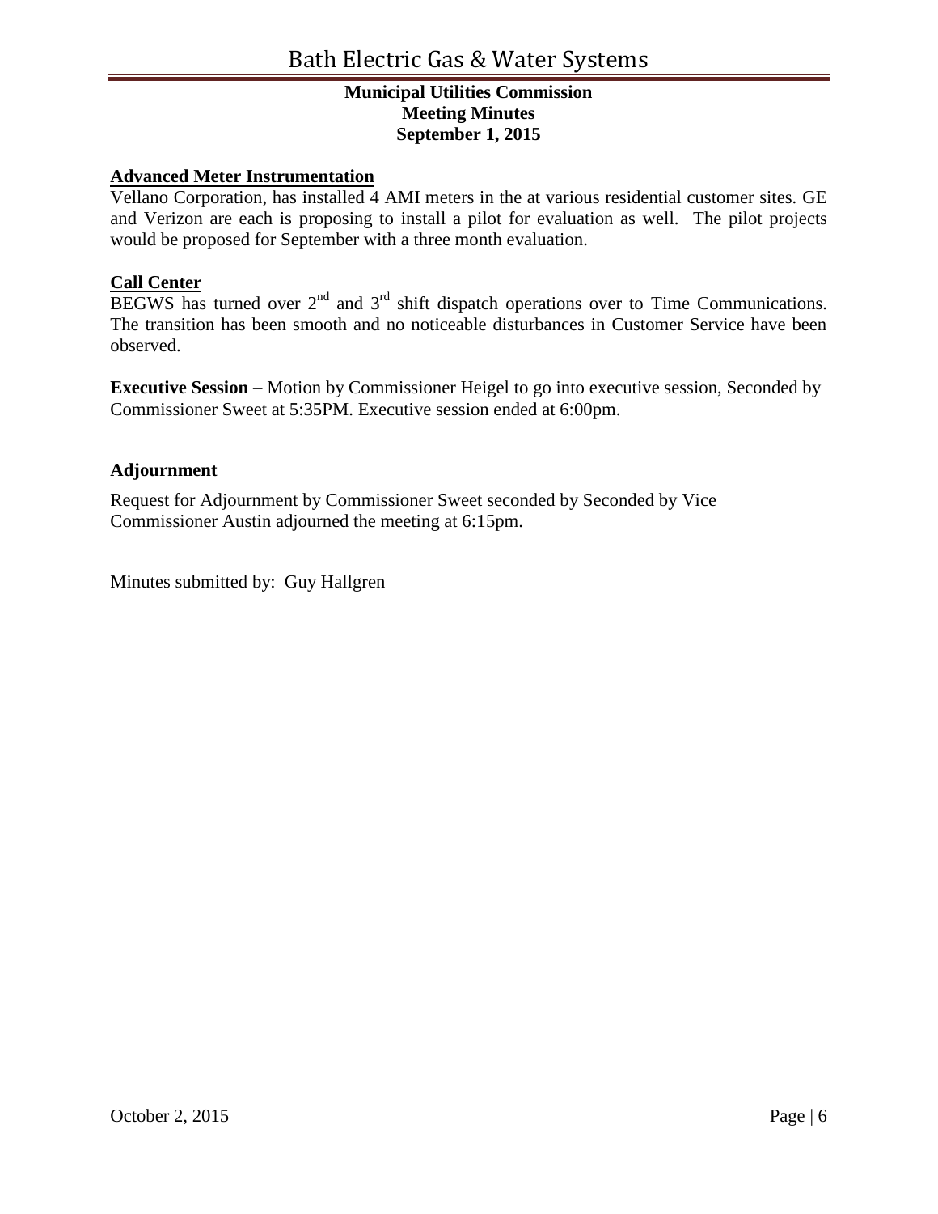**Advanced Meter Instrumentation**

Vellano Corporation, has installed 4 AMI meters in the at various residential customer sites. GE and Verizon are each is proposing to install a pilot for evaluation as well. The pilot projects would be proposed for September with a three month evaluation.

**Call Center**

BEGWS has turned over 2nd and 3rd shift dispatch operations over to Time Communications. The transition has been smooth and no noticeable disturbances in Customer Service have been observed.

**Executive Session** – Motion by Commissioner Heigel to go into executive session, Seconded by Commissioner Sweet at 5:35PM. Executive session ended at 6:00pm.

**Adjournment**

Request for Adjournment by Commissioner Sweet seconded by Seconded by Vice Commissioner Austin adjourned the meeting at 6:15pm.

Minutes submitted by: Guy Hallgren